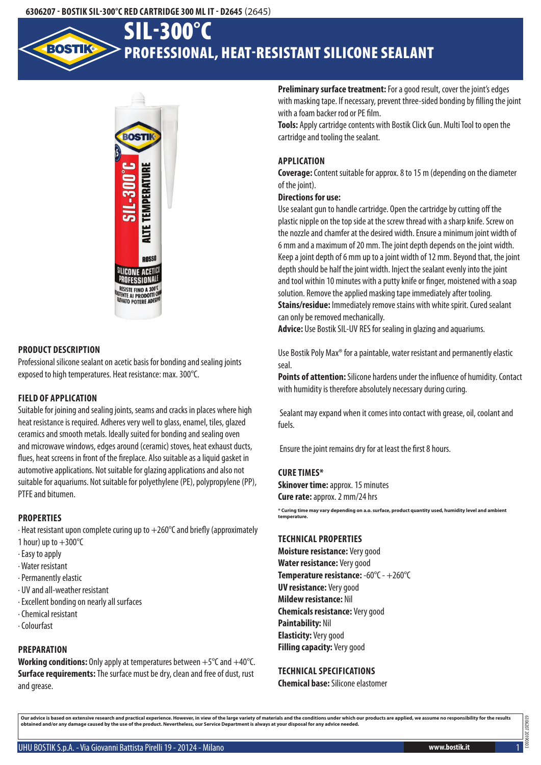6306207 - BOSTIK SIL-300°C RED CARTRIDGE 300 ML IT - D2645 (2645)

# SIL-300°C

## PROFESSIONAL, HEAT-RESISTANT SILICONE SEALANT

### PRODUCT DESCRIPTION

Professional silicone sealant on acetic basis for bonding and sealing joints exposed to high temperatures. Heat resistance: max. 300°C.

### FIELD OF APPLICATION

Suitable for joining and sealing joints, seams and cracks in places where high heat resistance is required. Adheres very well to glass, enamel, tiles, glazed ceramics and smooth metals. Ideally suited for bonding and sealing oven and microwave windows, edges around (ceramic) stoves, heat exhaust ducts, flues, heat screens in front of the fireplace. Also suitable as a liquid gasket in automotive applications. Not suitable for glazing applications and also not suitable for aquariums. Not suitable for polyethylene (PE), polypropylene (PP), PTFE and bitumen.

### PROPERTIES

- Heat resistant upon complete curing up to +260°C and briefly (approximately 1 hour) up to +300°C
- Easy to apply
- Water resistant
- Permanently elastic
- UV and all-weather resistant
- Excellent bonding on nearly all surfaces
- Chemical resistant
- Colourfast

### PREPARATION

**Working conditions:** Only apply at temperatures between +5°C and +40°C.
**Surface requirements:** The surface must be dry, clean and free of dust, rust and grease.
**Preliminary surface treatment:** For a good result, cover the joint's edges with masking tape. If necessary, prevent three-sided bonding by filling the joint with a foam backer rod or PE film.
**Tools:** Apply cartridge contents with Bostik Click Gun. Multi Tool to open the cartridge and tooling the sealant.

### APPLICATION

**Coverage:** Content suitable for approx. 8 to 15 m (depending on the diameter of the joint).

**Directions for use:**
Use sealant gun to handle cartridge. Open the cartridge by cutting off the plastic nipple on the top side at the screw thread with a sharp knife. Screw on the nozzle and chamfer at the desired width. Ensure a minimum joint width of 6 mm and a maximum of 20 mm. The joint depth depends on the joint width. Keep a joint depth of 6 mm up to a joint width of 12 mm. Beyond that, the joint depth should be half the joint width. Inject the sealant evenly into the joint and tool within 10 minutes with a putty knife or finger, moistened with a soap solution. Remove the applied masking tape immediately after tooling.
**Stains/residue:** Immediately remove stains with white spirit. Cured sealant can only be removed mechanically.
**Advice:** Use Bostik SIL-UV RES for sealing in glazing and aquariums.

Use Bostik Poly Max® for a paintable, water resistant and permanently elastic seal.
**Points of attention:** Silicone hardens under the influence of humidity. Contact with humidity is therefore absolutely necessary during curing.

Sealant may expand when it comes into contact with grease, oil, coolant and fuels.

Ensure the joint remains dry for at least the first 8 hours.

### CURE TIMES*

**Skinover time:** approx. 15 minutes
**Cure rate:** approx. 2 mm/24 hrs

\* Curing time may vary depending on a.o. surface, product quantity used, humidity level and ambient temperature.

### TECHNICAL PROPERTIES

**Moisture resistance:** Very good
**Water resistance:** Very good
**Temperature resistance:** -60°C - +260°C
**UV resistance:** Very good
**Mildew resistance:** Nil
**Chemicals resistance:** Very good
**Paintability:** Nil
**Elasticity:** Very good
**Filling capacity:** Very good

### TECHNICAL SPECIFICATIONS

**Chemical base:** Silicone elastomer

Our advice is based on extensive research and practical experience. However, in view of the large variety of materials and the conditions under which our products are applied, we assume no responsibility for the results obtained and/or any damage caused by the use of the product. Nevertheless, our Service Department is always at your disposal for any advice needed.

UHU BOSTIK S.p.A. - Via Giovanni Battista Pirelli 19 - 20124 - Milano www.bostik.it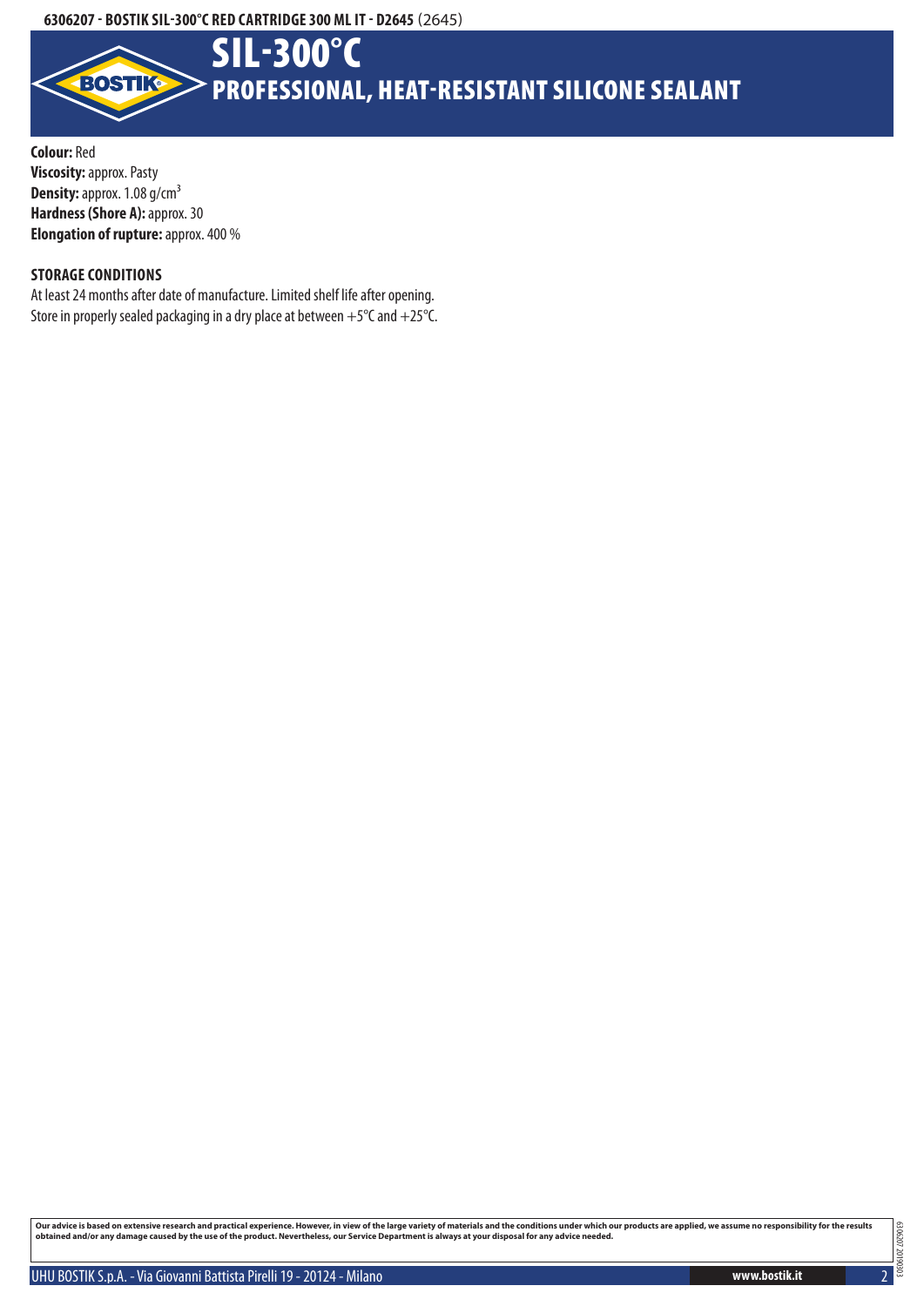# SIL-300°C

## PROFESSIONAL, HEAT-RESISTANT SILICONE SEALANT

**Colour:** Red
**Viscosity:** approx. Pasty
**Density:** approx. 1.08 g/cm$^3$
**Hardness (Shore A):** approx. 30
**Elongation of rupture:** approx. 400 %

### STORAGE CONDITIONS

At least 24 months after date of manufacture. Limited shelf life after opening.
Store in properly sealed packaging in a dry place at between +5°C and +25°C.

**Our advice is based on extensive research and practical experience. However, in view of the large variety of materials and the conditions under which our products are applied, we assume no responsibility for the results obtained and/or any damage caused by the use of the product. Nevertheless, our Service Department is always at your disposal for any advice needed.**

UHU BOSTIK S.p.A. - Via Giovanni Battista Pirelli 19 - 20124 - Milano

**www.bostik.it**